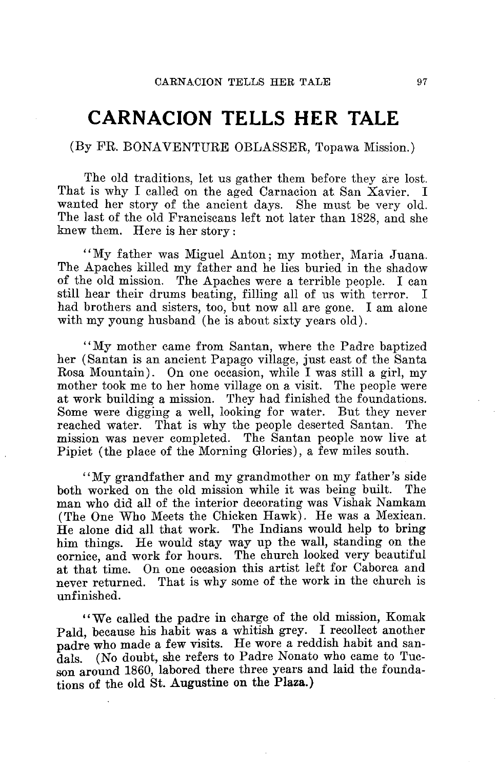# CARNACION TELLS HER TALE

(By FR. BONAVENTURE OBLASSER, Topawa Mission.)

The old traditions, let us gather them before they are lost. That is why I called on the aged Carnacion at San Xavier. I wanted her story of the ancient days. She must be very old. The last of the old Franciscans left not later than 1828, and she knew them. Here is her story:

"My father was Miguel Anton; my mother, Maria Juana. The Apaches killed my father and he lies buried in the shadow of the old mission. The Apaches were a terrible people. I can still hear their drums beating, filling all of us with terror. I had brothers and sisters, too, but now all are gone. I am alone with my young husband (he is about sixty years old).

"My mother came from Santan, where the Padre baptized her (Santan is an ancient Papago village, just east of the Santa Rosa Mountain). On one occasion, while I was still a girl, my mother took me to her home village on a visit. The people were at work building a mission. They had finished the foundations. Some were digging a well, looking for water. But they never reached water. That is why the people deserted Santan. The mission was never completed. The Santan people now live at Pipiet (the place of the Morning Glories), a few miles south.

"My grandfather and my grandmother on my father's side both worked on the old mission while it was being built. The man who did all of the interior decorating was Vishak Namkam (The One Who Meets the Chicken Hawk). He was a Mexican. He alone did all that work. The Indians would help to bring him things. He would stay way up the wall, standing on the cornice, and work for hours. The church looked very beautiful at that time. On one occasion this artist left for Caborca and never returned. That is why some of the work in the church is unfinished.

"We called the padre in charge of the old mission, Komak Pald, because his habit was a whitish grey. I recollect another padre who made a few visits. He wore a reddish habit and sandals. (No doubt, she refers to Padre Nonato who came to Tucson around 1860, labored there three years and laid the foundations of the old St. Augustine on the Plaza.)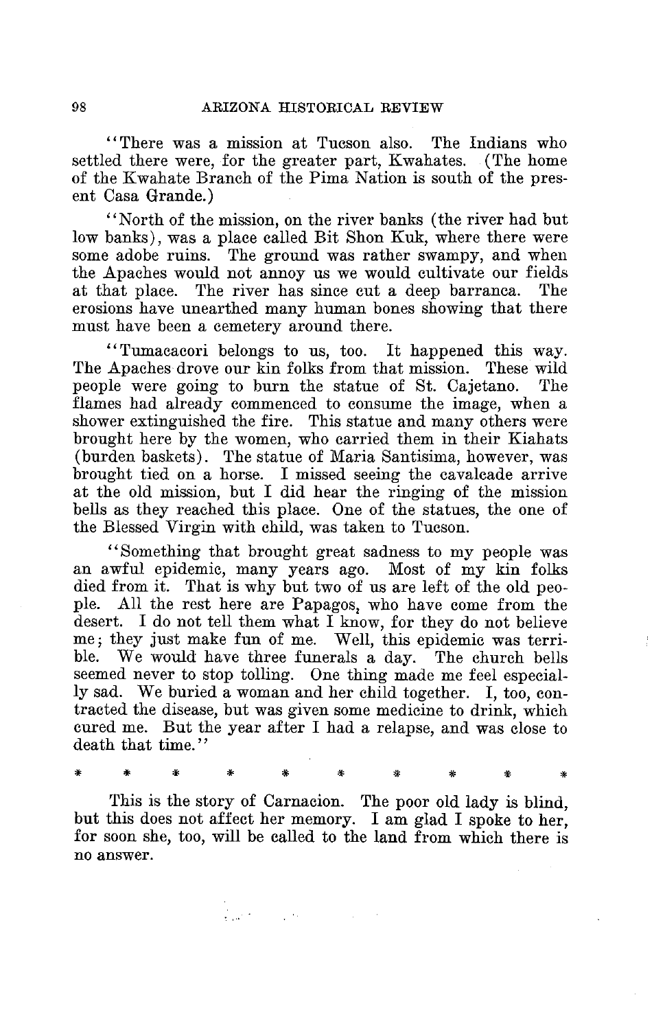"There was a mission at Tucson also. The Indians who settled there were, for the greater part, Kwahates. (The home of the Kwahate Branch of the Pima Nation is south of the present Casa Grande.)

"North of the mission, on the river banks (the river had but low banks), was a place called Bit Shon Kuk, where there were some adobe ruins. The ground was rather swampy, and when the Apaches would not annoy us we would cultivate our fields at that place. The river has since cut a deep barranca. The erosions have unearthed many human bones showing that there must have been a cemetery around there.

"Tumacacori belongs to us, too. It happened this way. The Apaches drove our kin folks from that mission. These wild people were going to burn the statue of St. Cajetano. The flames had already commenced to consume the image, when a shower extinguished the fire. This statue and many others were brought here by the women, who carried them in their Kiahats (burden baskets). The statue of Maria Santisima, however, was brought tied on a horse. I missed seeing the cavalcade arrive at the old mission, but I did hear the ringing of the mission bells as they reached this place. One of the statues, the one of the Blessed Virgin with child, was taken to Tucson.

"Something that brought great sadness to my people was an awful epidemic, many years ago. Most of my kin folks died from it. That is why but two of us are left of the old people. All the rest here are Papagos, who have come from the desert. I do not tell them what I know, for they do not believe me; they just make fun of me. Well, this epidemic was terrible. We would have three funerals a day. The church bells seemed never to stop tolling. One thing made me feel especially sad. We buried a woman and her child together. I, too, contracted the disease, but was given some medicine to drink, which cured me. But the year after I had a relapse, and was close to death that time."

\* \* \* \* \* \* \* \* \* \*

This is the story of Carnacion. The poor old lady is blind, but this does not affect her memory. I am glad I spoke to her, for soon she, too, will be called to the land from which there is no answer.